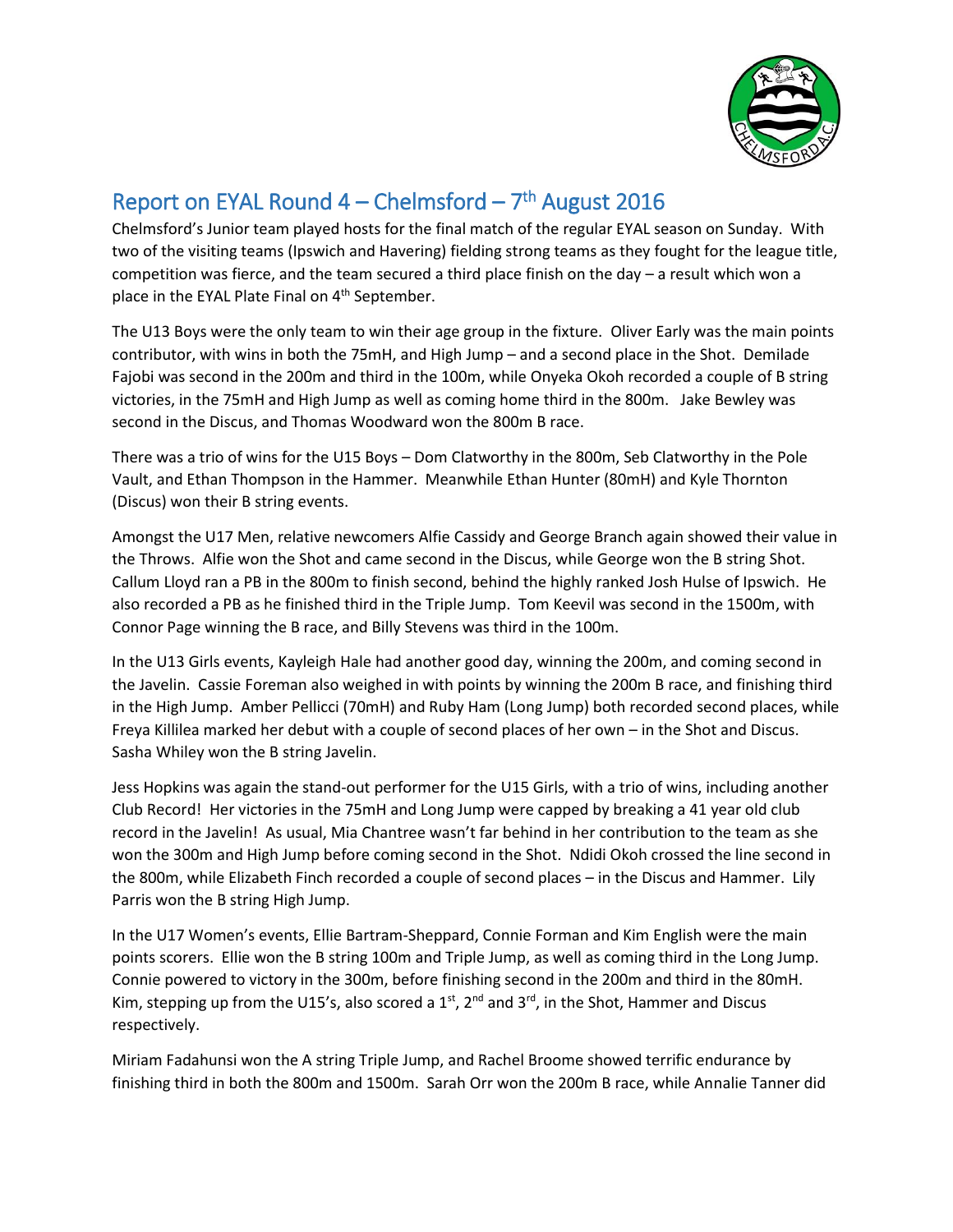# Report on EYAL Round 4 – Chelmsford – 7th August 2016

Chelmsford's Junior team played hosts for the final match of the regular EYAL season on Sunday. With two of the visiting teams (Ipswich and Havering) fielding strong teams as they fought for the league title, competition was fierce, and the team secured a third place finish on the day – a result which won a place in the EYAL Plate Final on 4th September.

The U13 Boys were the only team to win their age group in the fixture. Oliver Early was the main points contributor, with wins in both the 75mH, and High Jump – and a second place in the Shot. Demilade Fajobi was second in the 200m and third in the 100m, while Onyeka Okoh recorded a couple of B string victories, in the 75mH and High Jump as well as coming home third in the 800m. Jake Bewley was second in the Discus, and Thomas Woodward won the 800m B race.

There was a trio of wins for the U15 Boys – Dom Clatworthy in the 800m, Seb Clatworthy in the Pole Vault, and Ethan Thompson in the Hammer. Meanwhile Ethan Hunter (80mH) and Kyle Thornton (Discus) won their B string events.

Amongst the U17 Men, relative newcomers Alfie Cassidy and George Branch again showed their value in the Throws. Alfie won the Shot and came second in the Discus, while George won the B string Shot. Callum Lloyd ran a PB in the 800m to finish second, behind the highly ranked Josh Hulse of Ipswich. He also recorded a PB as he finished third in the Triple Jump. Tom Keevil was second in the 1500m, with Connor Page winning the B race, and Billy Stevens was third in the 100m.

In the U13 Girls events, Kayleigh Hale had another good day, winning the 200m, and coming second in the Javelin. Cassie Foreman also weighed in with points by winning the 200m B race, and finishing third in the High Jump. Amber Pellicci (70mH) and Ruby Ham (Long Jump) both recorded second places, while Freya Killilea marked her debut with a couple of second places of her own – in the Shot and Discus. Sasha Whiley won the B string Javelin.

Jess Hopkins was again the stand-out performer for the U15 Girls, with a trio of wins, including another Club Record! Her victories in the 75mH and Long Jump were capped by breaking a 41 year old club record in the Javelin! As usual, Mia Chantree wasn't far behind in her contribution to the team as she won the 300m and High Jump before coming second in the Shot. Ndidi Okoh crossed the line second in the 800m, while Elizabeth Finch recorded a couple of second places – in the Discus and Hammer. Lily Parris won the B string High Jump.

In the U17 Women's events, Ellie Bartram-Sheppard, Connie Forman and Kim English were the main points scorers. Ellie won the B string 100m and Triple Jump, as well as coming third in the Long Jump. Connie powered to victory in the 300m, before finishing second in the 200m and third in the 80mH. Kim, stepping up from the U15's, also scored a 1st, 2nd and 3rd, in the Shot, Hammer and Discus respectively.

Miriam Fadahunsi won the A string Triple Jump, and Rachel Broome showed terrific endurance by finishing third in both the 800m and 1500m. Sarah Orr won the 200m B race, while Annalie Tanner did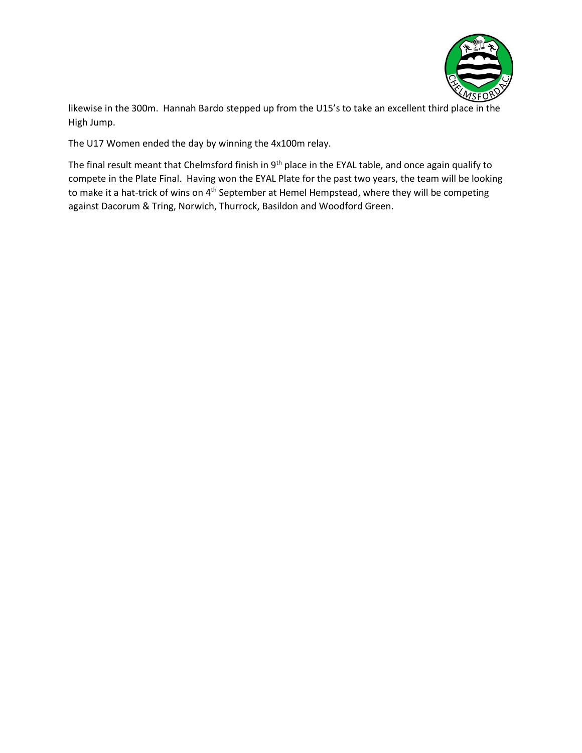likewise in the 300m. Hannah Bardo stepped up from the U15's to take an excellent third place in the High Jump.

The U17 Women ended the day by winning the 4x100m relay.

The final result meant that Chelmsford finish in 9th place in the EYAL table, and once again qualify to compete in the Plate Final. Having won the EYAL Plate for the past two years, the team will be looking to make it a hat-trick of wins on 4th September at Hemel Hempstead, where they will be competing against Dacorum & Tring, Norwich, Thurrock, Basildon and Woodford Green.